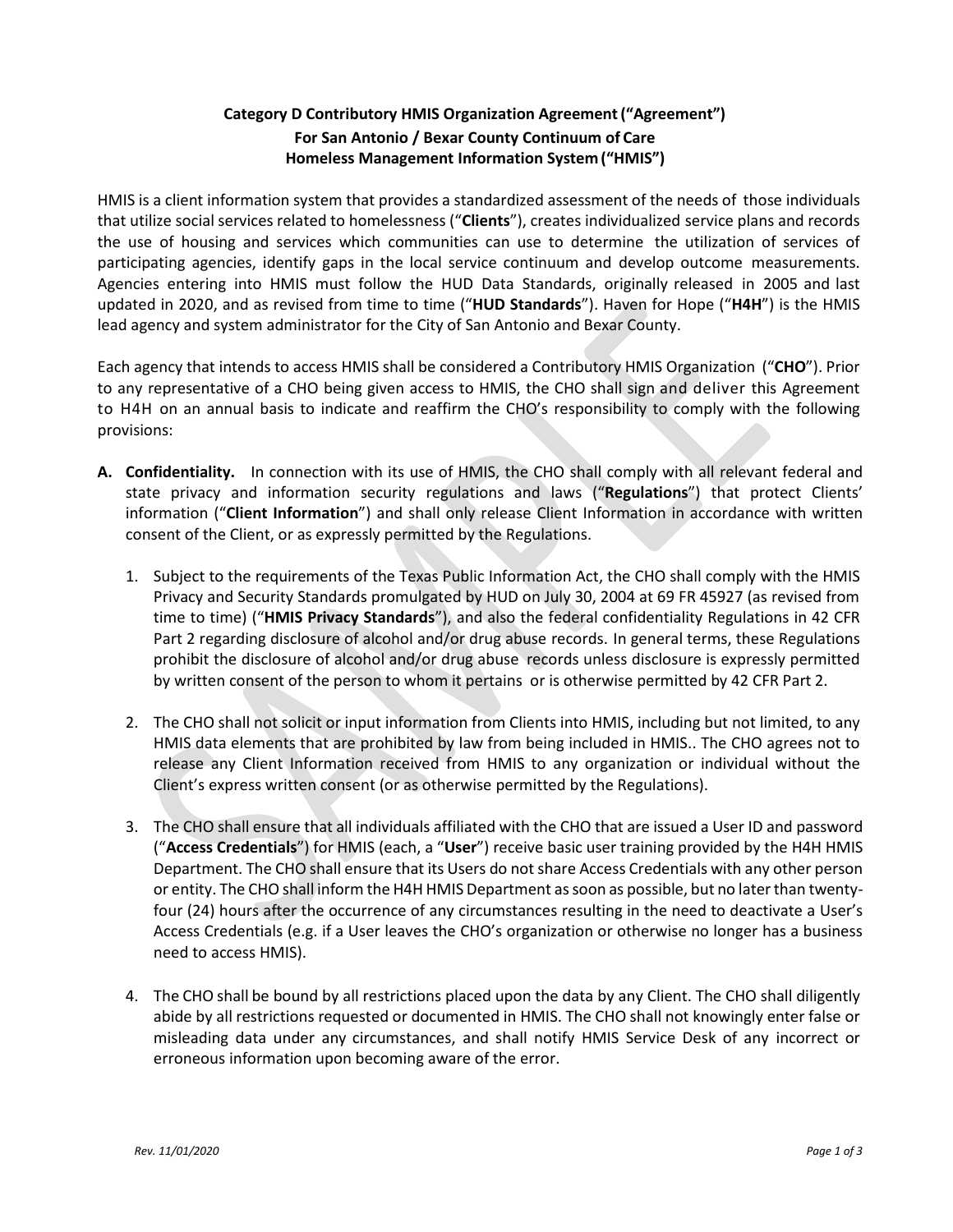**Category D Contributory HMIS Organization Agreement (“Agreement”)**
**For San Antonio / Bexar County Continuum of Care**
**Homeless Management Information System (“HMIS”)**

HMIS is a client information system that provides a standardized assessment of the needs of those individuals that utilize social services related to homelessness (“**Clients**”), creates individualized service plans and records the use of housing and services which communities can use to determine the utilization of services of participating agencies, identify gaps in the local service continuum and develop outcome measurements. Agencies entering into HMIS must follow the HUD Data Standards, originally released in 2005 and last updated in 2020, and as revised from time to time (“**HUD Standards**”). Haven for Hope (“**H4H**”) is the HMIS lead agency and system administrator for the City of San Antonio and Bexar County.

Each agency that intends to access HMIS shall be considered a Contributory HMIS Organization (“**CHO**”). Prior to any representative of a CHO being given access to HMIS, the CHO shall sign and deliver this Agreement to H4H on an annual basis to indicate and reaffirm the CHO’s responsibility to comply with the following provisions:

**A. Confidentiality.** In connection with its use of HMIS, the CHO shall comply with all relevant federal and state privacy and information security regulations and laws (“**Regulations**”) that protect Clients’ information (“**Client Information**”) and shall only release Client Information in accordance with written consent of the Client, or as expressly permitted by the Regulations.

1. Subject to the requirements of the Texas Public Information Act, the CHO shall comply with the HMIS Privacy and Security Standards promulgated by HUD on July 30, 2004 at 69 FR 45927 (as revised from time to time) (“**HMIS Privacy Standards**”), and also the federal confidentiality Regulations in 42 CFR Part 2 regarding disclosure of alcohol and/or drug abuse records. In general terms, these Regulations prohibit the disclosure of alcohol and/or drug abuse records unless disclosure is expressly permitted by written consent of the person to whom it pertains or is otherwise permitted by 42 CFR Part 2.

2. The CHO shall not solicit or input information from Clients into HMIS, including but not limited, to any HMIS data elements that are prohibited by law from being included in HMIS.. The CHO agrees not to release any Client Information received from HMIS to any organization or individual without the Client’s express written consent (or as otherwise permitted by the Regulations).

3. The CHO shall ensure that all individuals affiliated with the CHO that are issued a User ID and password (“**Access Credentials**”) for HMIS (each, a “**User**”) receive basic user training provided by the H4H HMIS Department. The CHO shall ensure that its Users do not share Access Credentials with any other person or entity. The CHO shall inform the H4H HMIS Department as soon as possible, but no later than twenty-four (24) hours after the occurrence of any circumstances resulting in the need to deactivate a User’s Access Credentials (e.g. if a User leaves the CHO’s organization or otherwise no longer has a business need to access HMIS).

4. The CHO shall be bound by all restrictions placed upon the data by any Client. The CHO shall diligently abide by all restrictions requested or documented in HMIS. The CHO shall not knowingly enter false or misleading data under any circumstances, and shall notify HMIS Service Desk of any incorrect or erroneous information upon becoming aware of the error.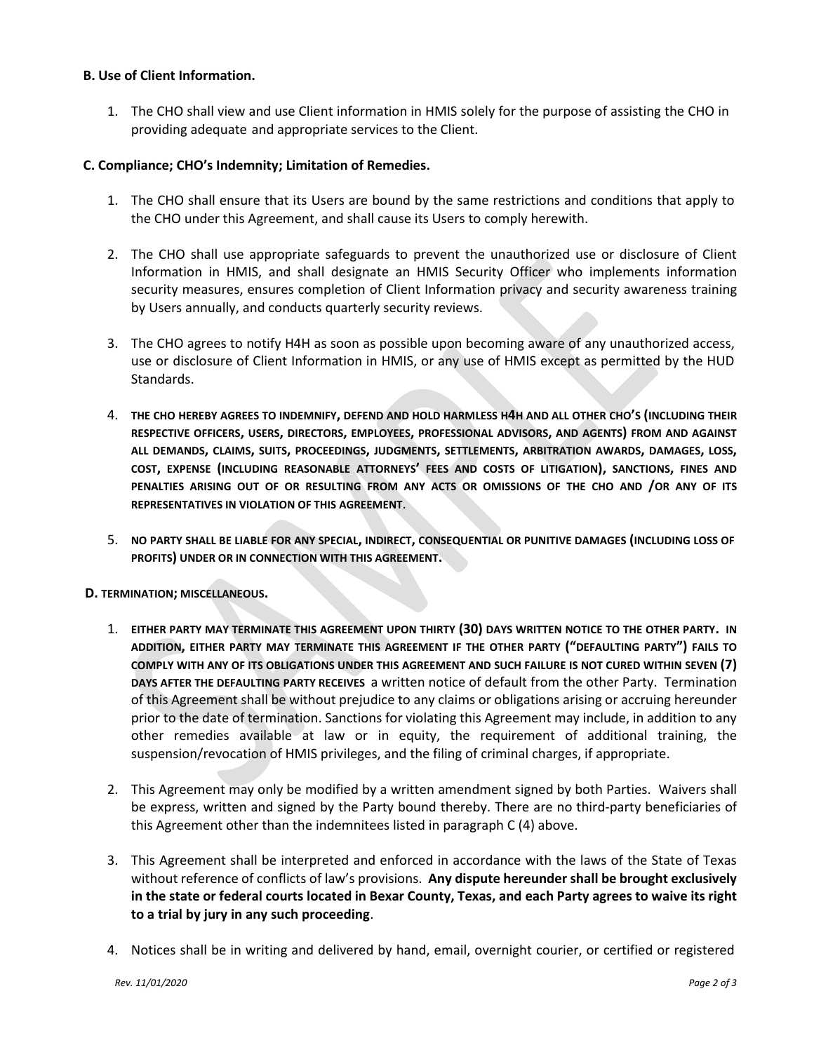**B. Use of Client Information.**

1. The CHO shall view and use Client information in HMIS solely for the purpose of assisting the CHO in providing adequate and appropriate services to the Client.

**C. Compliance; CHO's Indemnity; Limitation of Remedies.**

1. The CHO shall ensure that its Users are bound by the same restrictions and conditions that apply to the CHO under this Agreement, and shall cause its Users to comply herewith.

2. The CHO shall use appropriate safeguards to prevent the unauthorized use or disclosure of Client Information in HMIS, and shall designate an HMIS Security Officer who implements information security measures, ensures completion of Client Information privacy and security awareness training by Users annually, and conducts quarterly security reviews.

3. The CHO agrees to notify H4H as soon as possible upon becoming aware of any unauthorized access, use or disclosure of Client Information in HMIS, or any use of HMIS except as permitted by the HUD Standards.

4. **THE CHO HEREBY AGREES TO INDEMNIFY, DEFEND AND HOLD HARMLESS H4H AND ALL OTHER CHO'S (INCLUDING THEIR RESPECTIVE OFFICERS, USERS, DIRECTORS, EMPLOYEES, PROFESSIONAL ADVISORS, AND AGENTS) FROM AND AGAINST ALL DEMANDS, CLAIMS, SUITS, PROCEEDINGS, JUDGMENTS, SETTLEMENTS, ARBITRATION AWARDS, DAMAGES, LOSS, COST, EXPENSE (INCLUDING REASONABLE ATTORNEYS' FEES AND COSTS OF LITIGATION), SANCTIONS, FINES AND PENALTIES ARISING OUT OF OR RESULTING FROM ANY ACTS OR OMISSIONS OF THE CHO AND /OR ANY OF ITS REPRESENTATIVES IN VIOLATION OF THIS AGREEMENT**.

5. **NO PARTY SHALL BE LIABLE FOR ANY SPECIAL, INDIRECT, CONSEQUENTIAL OR PUNITIVE DAMAGES (INCLUDING LOSS OF PROFITS) UNDER OR IN CONNECTION WITH THIS AGREEMENT.**

**D. TERMINATION; MISCELLANEOUS.**

1. **EITHER PARTY MAY TERMINATE THIS AGREEMENT UPON THIRTY (30) DAYS WRITTEN NOTICE TO THE OTHER PARTY. IN ADDITION, EITHER PARTY MAY TERMINATE THIS AGREEMENT IF THE OTHER PARTY ("DEFAULTING PARTY") FAILS TO COMPLY WITH ANY OF ITS OBLIGATIONS UNDER THIS AGREEMENT AND SUCH FAILURE IS NOT CURED WITHIN SEVEN (7) DAYS AFTER THE DEFAULTING PARTY RECEIVES** a written notice of default from the other Party. Termination of this Agreement shall be without prejudice to any claims or obligations arising or accruing hereunder prior to the date of termination. Sanctions for violating this Agreement may include, in addition to any other remedies available at law or in equity, the requirement of additional training, the suspension/revocation of HMIS privileges, and the filing of criminal charges, if appropriate.

2. This Agreement may only be modified by a written amendment signed by both Parties. Waivers shall be express, written and signed by the Party bound thereby. There are no third-party beneficiaries of this Agreement other than the indemnitees listed in paragraph C (4) above.

3. This Agreement shall be interpreted and enforced in accordance with the laws of the State of Texas without reference of conflicts of law's provisions. **Any dispute hereunder shall be brought exclusively in the state or federal courts located in Bexar County, Texas, and each Party agrees to waive its right to a trial by jury in any such proceeding**.

4. Notices shall be in writing and delivered by hand, email, overnight courier, or certified or registered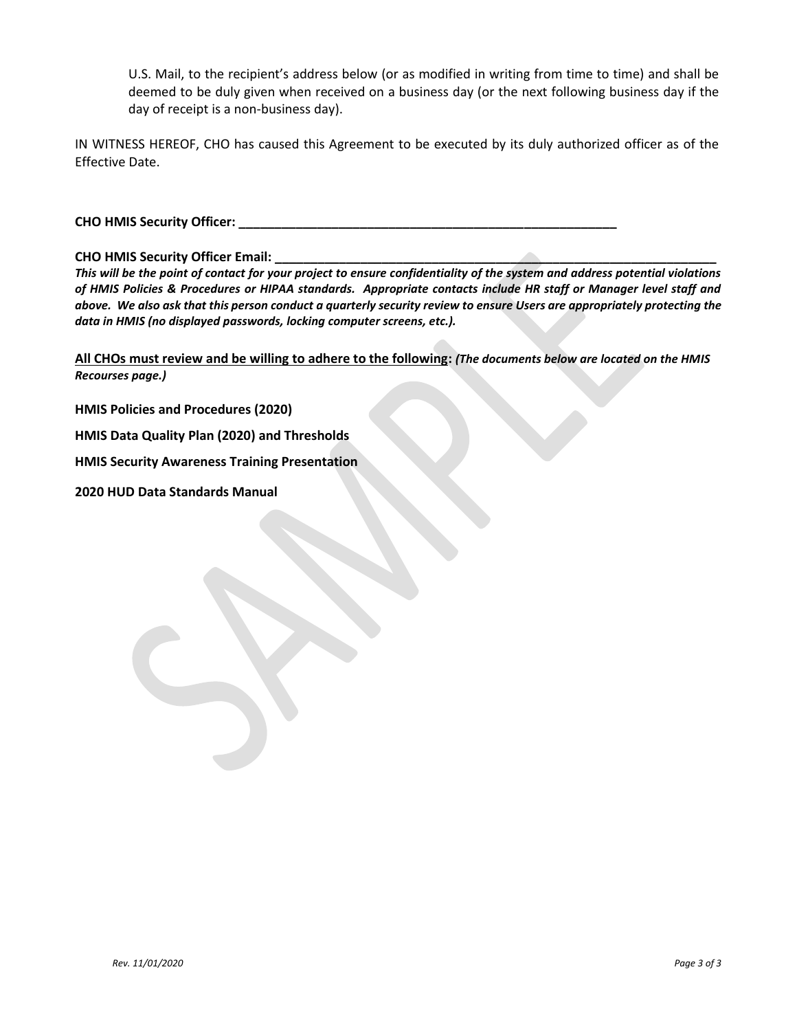U.S. Mail, to the recipient's address below (or as modified in writing from time to time) and shall be deemed to be duly given when received on a business day (or the next following business day if the day of receipt is a non-business day).

IN WITNESS HEREOF, CHO has caused this Agreement to be executed by its duly authorized officer as of the Effective Date.

**CHO HMIS Security Officer: \_\_\_\_\_\_\_\_\_\_\_\_\_\_\_\_\_\_\_\_\_\_\_\_\_\_\_\_\_\_\_\_\_\_\_\_\_\_\_\_\_\_\_\_\_\_\_\_\_\_\_\_\_\_\_\_**

**CHO HMIS Security Officer Email: \_\_\_\_\_\_\_\_\_\_\_\_\_\_\_\_\_\_\_\_\_\_\_\_\_\_\_\_\_\_\_\_\_\_\_\_\_\_\_\_\_\_\_\_\_\_\_\_\_\_\_\_\_\_\_\_\_\_\_\_\_\_\_\_\_\_**

***This will be the point of contact for your project to ensure confidentiality of the system and address potential violations of HMIS Policies & Procedures or HIPAA standards. Appropriate contacts include HR staff or Manager level staff and above. We also ask that this person conduct a quarterly security review to ensure Users are appropriately protecting the data in HMIS (no displayed passwords, locking computer screens, etc.).***

<u>**All CHOs must review and be willing to adhere to the following:**</u> ***(The documents below are located on the HMIS Recourses page.)***

**HMIS Policies and Procedures (2020)**

**HMIS Data Quality Plan (2020) and Thresholds**

**HMIS Security Awareness Training Presentation**

**2020 HUD Data Standards Manual**